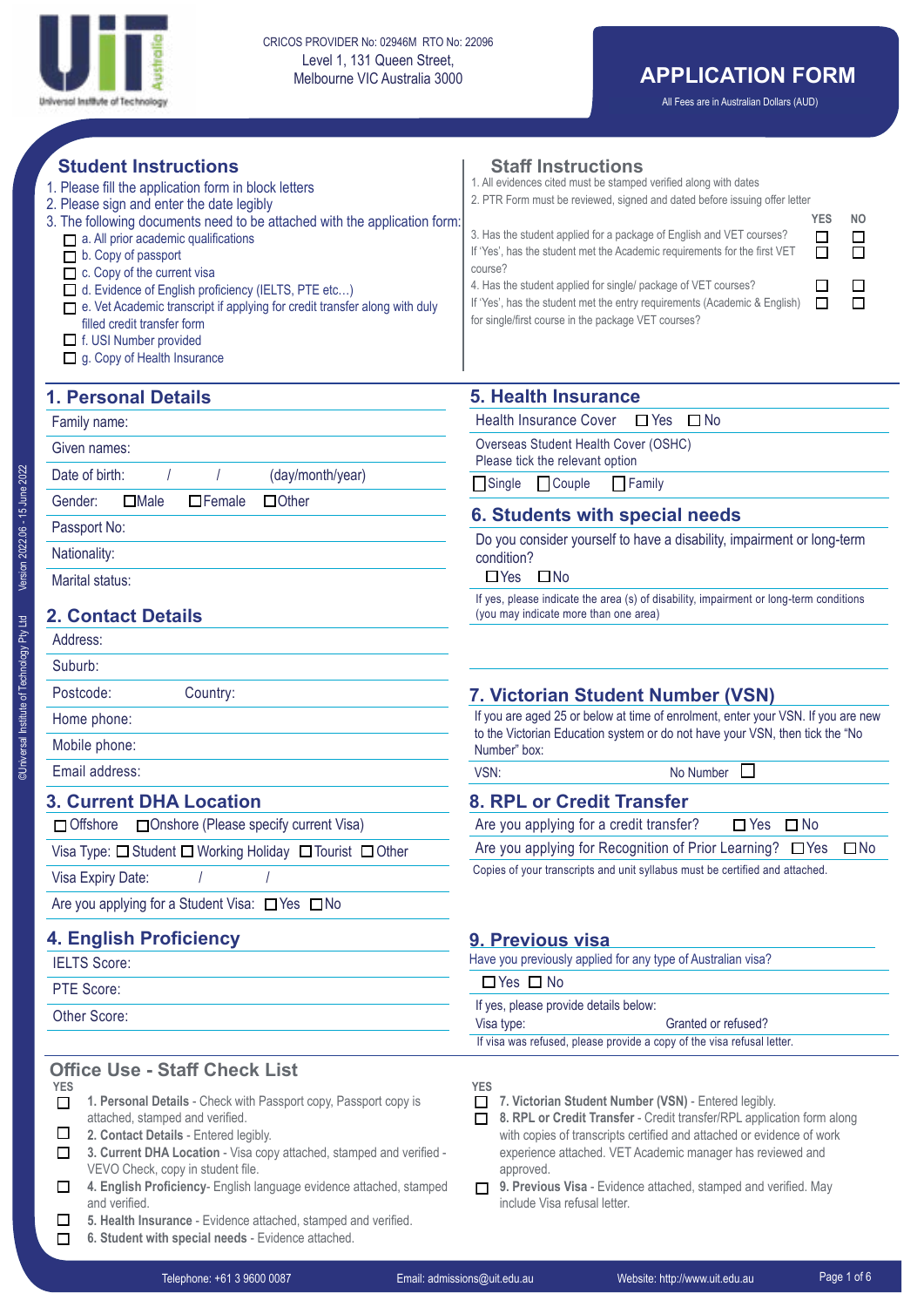CRICOS PROVIDER No: 02946M RTO No: 22096
Level 1, 131 Queen Street,
Melbourne VIC Australia 3000

# APPLICATION FORM

All Fees are in Australian Dollars (AUD)

## Student Instructions

1. Please fill the application form in block letters
2. Please sign and enter the date legibly
3. The following documents need to be attached with the application form:
   - ☐ a. All prior academic qualifications
   - ☐ b. Copy of passport
   - ☐ c. Copy of the current visa
   - ☐ d. Evidence of English proficiency (IELTS, PTE etc...)
   - ☐ e. Vet Academic transcript if applying for credit transfer along with duly filled credit transfer form
   - ☐ f. USI Number provided
   - ☐ g. Copy of Health Insurance

## Staff Instructions

1. All evidences cited must be stamped verified along with dates
2. PTR Form must be reviewed, signed and dated before issuing offer letter

| | YES | NO |
|---|---|---|
| 3. Has the student applied for a package of English and VET courses? | ☐ | ☐ |
| If 'Yes', has the student met the Academic requirements for the first VET course? | ☐ | ☐ |
| 4. Has the student applied for single/ package of VET courses? | ☐ | ☐ |
| If 'Yes', has the student met the entry requirements (Academic & English) for single/first course in the package VET courses? | ☐ | ☐ |

## 1. Personal Details

Family name:

Given names:

Date of birth: / / (day/month/year)

Gender: ☐Male ☐Female ☐Other

Passport No:

Nationality:

Marital status:

## 2. Contact Details

Address:

Suburb:

Postcode: Country:

Home phone:

Mobile phone:

Email address:

## 3. Current DHA Location

☐ Offshore ☐Onshore (Please specify current Visa)

Visa Type: ☐ Student ☐ Working Holiday ☐ Tourist ☐ Other

Visa Expiry Date: / /

Are you applying for a Student Visa: ☐ Yes ☐ No

## 4. English Proficiency

IELTS Score:

PTE Score:

Other Score:

## 5. Health Insurance

Health Insurance Cover ☐ Yes ☐ No

Overseas Student Health Cover (OSHC)
Please tick the relevant option

☐Single ☐Couple ☐Family

## 6. Students with special needs

Do you consider yourself to have a disability, impairment or long-term condition?

☐Yes ☐No

If yes, please indicate the area (s) of disability, impairment or long-term conditions (you may indicate more than one area)

## 7. Victorian Student Number (VSN)

If you are aged 25 or below at time of enrolment, enter your VSN. If you are new to the Victorian Education system or do not have your VSN, then tick the "No Number" box:

VSN: No Number ☐

## 8. RPL or Credit Transfer

Are you applying for a credit transfer? ☐ Yes ☐ No

Are you applying for Recognition of Prior Learning? ☐Yes ☐No

Copies of your transcripts and unit syllabus must be certified and attached.

## 9. Previous visa

Have you previously applied for any type of Australian visa?

☐ Yes ☐ No

If yes, please provide details below:

Visa type: Granted or refused?

If visa was refused, please provide a copy of the visa refusal letter.

## Office Use - Staff Check List

YES

- ☐ **1. Personal Details** - Check with Passport copy, Passport copy is attached, stamped and verified.
- ☐ **2. Contact Details** - Entered legibly.
- ☐ **3. Current DHA Location** - Visa copy attached, stamped and verified - VEVO Check, copy in student file.
- ☐ **4. English Proficiency**- English language evidence attached, stamped and verified.
- ☐ **5. Health Insurance** - Evidence attached, stamped and verified.
- ☐ **6. Student with special needs** - Evidence attached.

YES

- ☐ **7. Victorian Student Number (VSN)** - Entered legibly.
- ☐ **8. RPL or Credit Transfer** - Credit transfer/RPL application form along with copies of transcripts certified and attached or evidence of work experience attached. VET Academic manager has reviewed and approved.
- ☐ **9. Previous Visa** - Evidence attached, stamped and verified. May include Visa refusal letter.

Telephone: +61 3 9600 0087 Email: admissions@uit.edu.au Website: http://www.uit.edu.au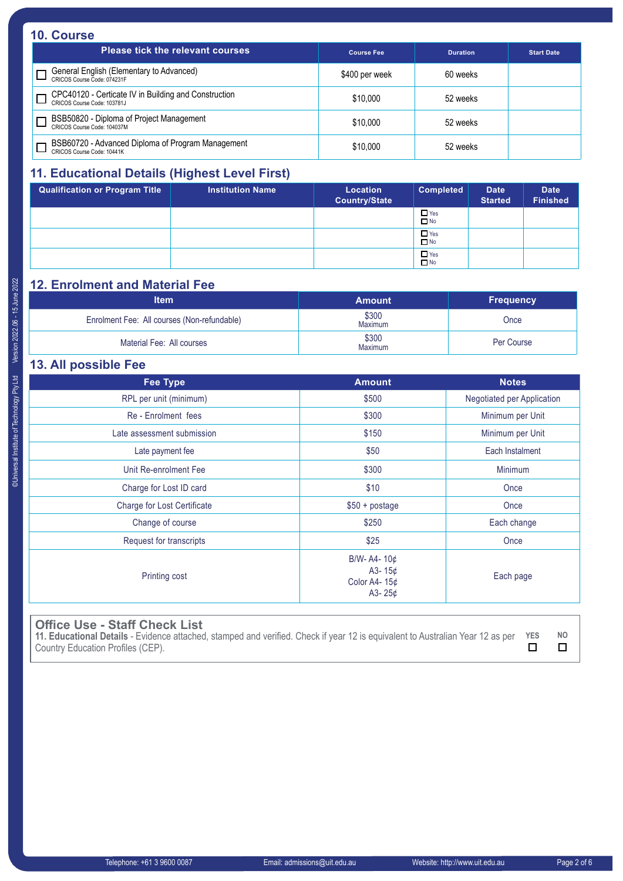## 10. Course

| Please tick the relevant courses | Course Fee | Duration | Start Date |
|---|---|---|---|
| ☐ General English (Elementary to Advanced) CRICOS Course Code: 074231F | $400 per week | 60 weeks | |
| ☐ CPC40120 - Certicate IV in Building and Construction CRICOS Course Code: 103781J | $10,000 | 52 weeks | |
| ☐ BSB50820 - Diploma of Project Management CRICOS Course Code: 104037M | $10,000 | 52 weeks | |
| ☐ BSB60720 - Advanced Diploma of Program Management CRICOS Course Code: 10441K | $10,000 | 52 weeks | |

## 11. Educational Details (Highest Level First)

| Qualification or Program Title | Institution Name | Location Country/State | Completed | Date Started | Date Finished |
|---|---|---|---|---|---|
| | | | ☐ Yes ☐ No | | |
| | | | ☐ Yes ☐ No | | |
| | | | ☐ Yes ☐ No | | |

## 12. Enrolment and Material Fee

| Item | Amount | Frequency |
|---|---|---|
| Enrolment Fee: All courses (Non-refundable) | $300 Maximum | Once |
| Material Fee: All courses | $300 Maximum | Per Course |

## 13. All possible Fee

| Fee Type | Amount | Notes |
|---|---|---|
| RPL per unit (minimum) | $500 | Negotiated per Application |
| Re - Enrolment fees | $300 | Minimum per Unit |
| Late assessment submission | $150 | Minimum per Unit |
| Late payment fee | $50 | Each Instalment |
| Unit Re-enrolment Fee | $300 | Minimum |
| Charge for Lost ID card | $10 | Once |
| Charge for Lost Certificate | $50 + postage | Once |
| Change of course | $250 | Each change |
| Request for transcripts | $25 | Once |
| Printing cost | B/W- A4- 10¢<br>A3- 15¢<br>Color A4- 15¢<br>A3- 25¢ | Each page |

### Office Use - Staff Check List

**11. Educational Details** - Evidence attached, stamped and verified. Check if year 12 is equivalent to Australian Year 12 as per Country Education Profiles (CEP). **YES** ☐ **NO** ☐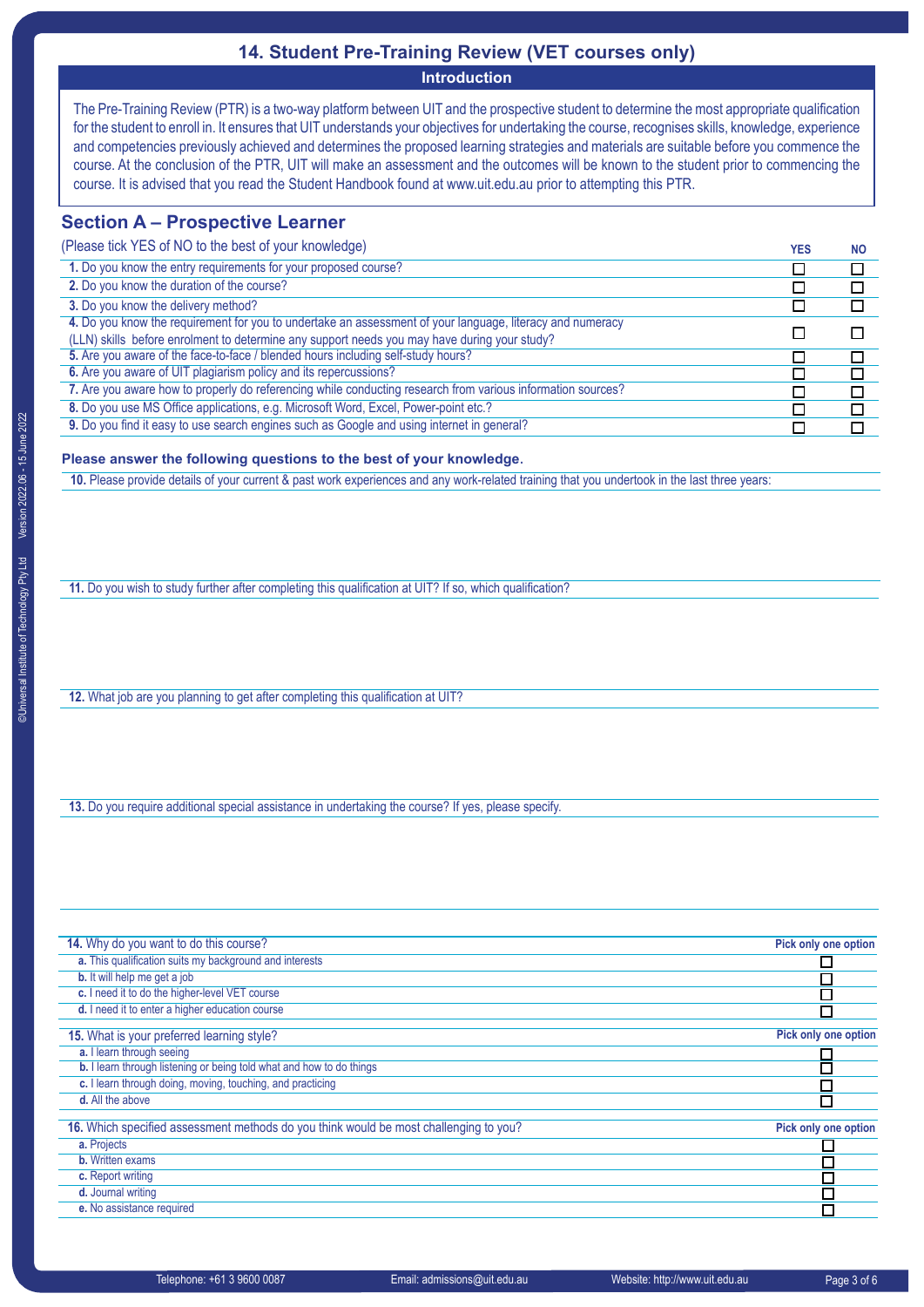## 14. Student Pre-Training Review (VET courses only)

### Introduction

The Pre-Training Review (PTR) is a two-way platform between UIT and the prospective student to determine the most appropriate qualification for the student to enroll in. It ensures that UIT understands your objectives for undertaking the course, recognises skills, knowledge, experience and competencies previously achieved and determines the proposed learning strategies and materials are suitable before you commence the course. At the conclusion of the PTR, UIT will make an assessment and the outcomes will be known to the student prior to commencing the course. It is advised that you read the Student Handbook found at www.uit.edu.au prior to attempting this PTR.

## Section A – Prospective Learner

| (Please tick YES of NO to the best of your knowledge) | YES | NO |
|---|---|---|
| **1.** Do you know the entry requirements for your proposed course? | ☐ | ☐ |
| **2.** Do you know the duration of the course? | ☐ | ☐ |
| **3.** Do you know the delivery method? | ☐ | ☐ |
| **4.** Do you know the requirement for you to undertake an assessment of your language, literacy and numeracy (LLN) skills before enrolment to determine any support needs you may have during your study? | ☐ | ☐ |
| **5.** Are you aware of the face-to-face / blended hours including self-study hours? | ☐ | ☐ |
| **6.** Are you aware of UIT plagiarism policy and its repercussions? | ☐ | ☐ |
| **7.** Are you aware how to properly do referencing while conducting research from various information sources? | ☐ | ☐ |
| **8.** Do you use MS Office applications, e.g. Microsoft Word, Excel, Power-point etc.? | ☐ | ☐ |
| **9.** Do you find it easy to use search engines such as Google and using internet in general? | ☐ | ☐ |

**Please answer the following questions to the best of your knowledge.**

**10.** Please provide details of your current & past work experiences and any work-related training that you undertook in the last three years:

**11.** Do you wish to study further after completing this qualification at UIT? If so, which qualification?

**12.** What job are you planning to get after completing this qualification at UIT?

**13.** Do you require additional special assistance in undertaking the course? If yes, please specify.

| **14.** Why do you want to do this course? | Pick only one option |
|---|---|
| **a.** This qualification suits my background and interests | ☐ |
| **b.** It will help me get a job | ☐ |
| **c.** I need it to do the higher-level VET course | ☐ |
| **d.** I need it to enter a higher education course | ☐ |

| **15.** What is your preferred learning style? | Pick only one option |
|---|---|
| **a.** I learn through seeing | ☐ |
| **b.** I learn through listening or being told what and how to do things | ☐ |
| **c.** I learn through doing, moving, touching, and practicing | ☐ |
| **d.** All the above | ☐ |

| **16.** Which specified assessment methods do you think would be most challenging to you? | Pick only one option |
|---|---|
| **a.** Projects | ☐ |
| **b.** Written exams | ☐ |
| **c.** Report writing | ☐ |
| **d.** Journal writing | ☐ |
| **e.** No assistance required | ☐ |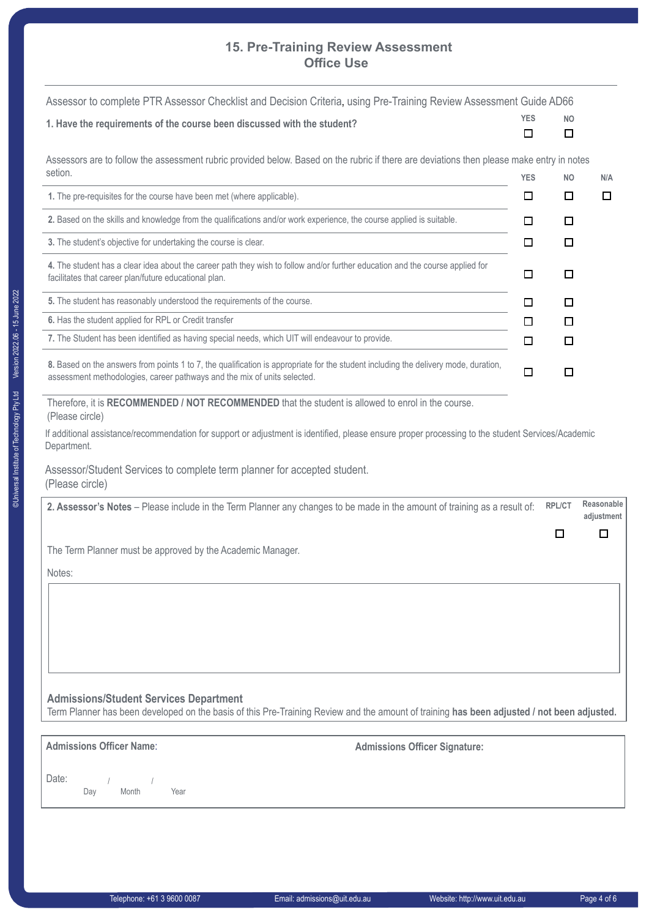## 15. Pre-Training Review Assessment
## Office Use

Assessor to complete PTR Assessor Checklist and Decision Criteria, using Pre-Training Review Assessment Guide AD66

| | YES | NO |
|---|---|---|
| **1. Have the requirements of the course been discussed with the student?** | ☐ | ☐ |

Assessors are to follow the assessment rubric provided below. Based on the rubric if there are deviations then please make entry in notes setion.

| | YES | NO | N/A |
|---|---|---|---|
| **1.** The pre-requisites for the course have been met (where applicable). | ☐ | ☐ | ☐ |
| **2.** Based on the skills and knowledge from the qualifications and/or work experience, the course applied is suitable. | ☐ | ☐ | |
| **3.** The student's objective for undertaking the course is clear. | ☐ | ☐ | |
| **4.** The student has a clear idea about the career path they wish to follow and/or further education and the course applied for facilitates that career plan/future educational plan. | ☐ | ☐ | |
| **5.** The student has reasonably understood the requirements of the course. | ☐ | ☐ | |
| **6.** Has the student applied for RPL or Credit transfer | ☐ | ☐ | |
| **7.** The Student has been identified as having special needs, which UIT will endeavour to provide. | ☐ | ☐ | |
| **8.** Based on the answers from points 1 to 7, the qualification is appropriate for the student including the delivery mode, duration, assessment methodologies, career pathways and the mix of units selected. | ☐ | ☐ | |

Therefore, it is **RECOMMENDED / NOT RECOMMENDED** that the student is allowed to enrol in the course.
(Please circle)

If additional assistance/recommendation for support or adjustment is identified, please ensure proper processing to the student Services/Academic Department.

Assessor/Student Services to complete term planner for accepted student.
(Please circle)

| | RPL/CT | Reasonable adjustment |
|---|---|---|
| **2. Assessor's Notes** – Please include in the Term Planner any changes to be made in the amount of training as a result of: | ☐ | ☐ |

The Term Planner must be approved by the Academic Manager.

Notes:

**Admissions/Student Services Department**
Term Planner has been developed on the basis of this Pre-Training Review and the amount of training **has been adjusted / not been adjusted.**

**Admissions Officer Name**:

**Admissions Officer Signature:**

Date: &nbsp;&nbsp;&nbsp;&nbsp; / &nbsp;&nbsp;&nbsp;&nbsp; /
Day &nbsp;&nbsp; Month &nbsp;&nbsp; Year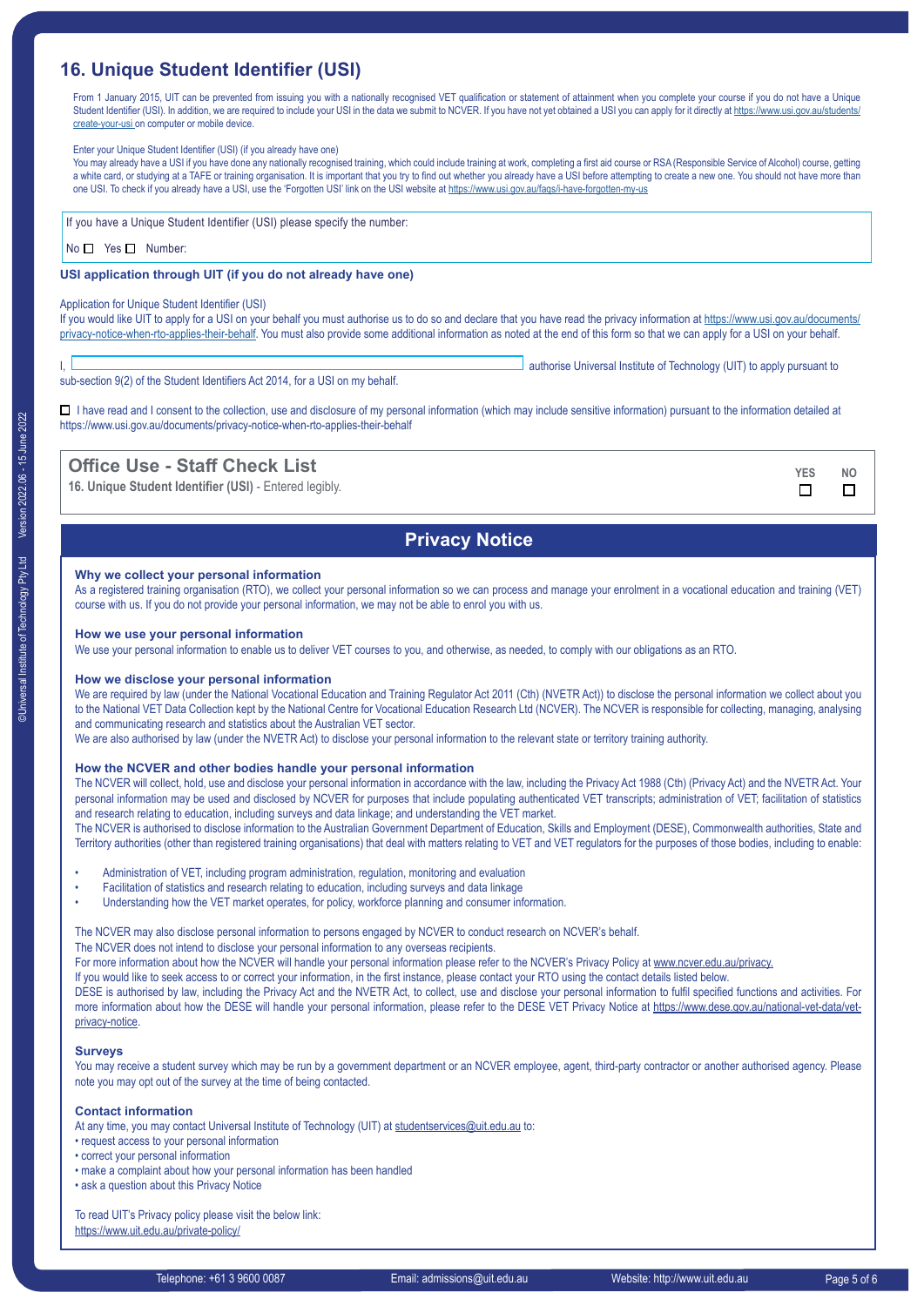## 16. Unique Student Identifier (USI)

From 1 January 2015, UIT can be prevented from issuing you with a nationally recognised VET qualification or statement of attainment when you complete your course if you do not have a Unique Student Identifier (USI). In addition, we are required to include your USI in the data we submit to NCVER. If you have not yet obtained a USI you can apply for it directly at https://www.usi.gov.au/students/create-your-usi on computer or mobile device.

Enter your Unique Student Identifier (USI) (if you already have one)

You may already have a USI if you have done any nationally recognised training, which could include training at work, completing a first aid course or RSA (Responsible Service of Alcohol) course, getting a white card, or studying at a TAFE or training organisation. It is important that you try to find out whether you already have a USI before attempting to create a new one. You should not have more than one USI. To check if you already have a USI, use the 'Forgotten USI' link on the USI website at https://www.usi.gov.au/faqs/i-have-forgotten-my-us

If you have a Unique Student Identifier (USI) please specify the number:

No ☐ Yes ☐ Number:

**USI application through UIT (if you do not already have one)**

Application for Unique Student Identifier (USI)

If you would like UIT to apply for a USI on your behalf you must authorise us to do so and declare that you have read the privacy information at https://www.usi.gov.au/documents/privacy-notice-when-rto-applies-their-behalf. You must also provide some additional information as noted at the end of this form so that we can apply for a USI on your behalf.

I, \_\_\_\_\_\_\_\_\_\_\_\_\_\_\_\_\_\_\_\_\_\_\_\_\_\_\_\_\_\_ authorise Universal Institute of Technology (UIT) to apply pursuant to sub-section 9(2) of the Student Identifiers Act 2014, for a USI on my behalf.

☐ I have read and I consent to the collection, use and disclosure of my personal information (which may include sensitive information) pursuant to the information detailed at https://www.usi.gov.au/documents/privacy-notice-when-rto-applies-their-behalf

### Office Use - Staff Check List

| | YES | NO |
|---|---|---|
| **16. Unique Student Identifier (USI)** - Entered legibly. | ☐ | ☐ |

## Privacy Notice

**Why we collect your personal information**

As a registered training organisation (RTO), we collect your personal information so we can process and manage your enrolment in a vocational education and training (VET) course with us. If you do not provide your personal information, we may not be able to enrol you with us.

**How we use your personal information**

We use your personal information to enable us to deliver VET courses to you, and otherwise, as needed, to comply with our obligations as an RTO.

**How we disclose your personal information**

We are required by law (under the National Vocational Education and Training Regulator Act 2011 (Cth) (NVETR Act)) to disclose the personal information we collect about you to the National VET Data Collection kept by the National Centre for Vocational Education Research Ltd (NCVER). The NCVER is responsible for collecting, managing, analysing and communicating research and statistics about the Australian VET sector.

We are also authorised by law (under the NVETR Act) to disclose your personal information to the relevant state or territory training authority.

**How the NCVER and other bodies handle your personal information**

The NCVER will collect, hold, use and disclose your personal information in accordance with the law, including the Privacy Act 1988 (Cth) (Privacy Act) and the NVETR Act. Your personal information may be used and disclosed by NCVER for purposes that include populating authenticated VET transcripts; administration of VET; facilitation of statistics and research relating to education, including surveys and data linkage; and understanding the VET market.

The NCVER is authorised to disclose information to the Australian Government Department of Education, Skills and Employment (DESE), Commonwealth authorities, State and Territory authorities (other than registered training organisations) that deal with matters relating to VET and VET regulators for the purposes of those bodies, including to enable:

- Administration of VET, including program administration, regulation, monitoring and evaluation
- Facilitation of statistics and research relating to education, including surveys and data linkage
- Understanding how the VET market operates, for policy, workforce planning and consumer information.

The NCVER may also disclose personal information to persons engaged by NCVER to conduct research on NCVER's behalf.

The NCVER does not intend to disclose your personal information to any overseas recipients.

For more information about how the NCVER will handle your personal information please refer to the NCVER's Privacy Policy at www.ncver.edu.au/privacy.

If you would like to seek access to or correct your information, in the first instance, please contact your RTO using the contact details listed below.

DESE is authorised by law, including the Privacy Act and the NVETR Act, to collect, use and disclose your personal information to fulfil specified functions and activities. For more information about how the DESE will handle your personal information, please refer to the DESE VET Privacy Notice at https://www.dese.gov.au/national-vet-data/vet-privacy-notice.

**Surveys**

You may receive a student survey which may be run by a government department or an NCVER employee, agent, third-party contractor or another authorised agency. Please note you may opt out of the survey at the time of being contacted.

**Contact information**

At any time, you may contact Universal Institute of Technology (UIT) at studentservices@uit.edu.au to:

- request access to your personal information
- correct your personal information
- make a complaint about how your personal information has been handled
- ask a question about this Privacy Notice

To read UIT's Privacy policy please visit the below link:
https://www.uit.edu.au/private-policy/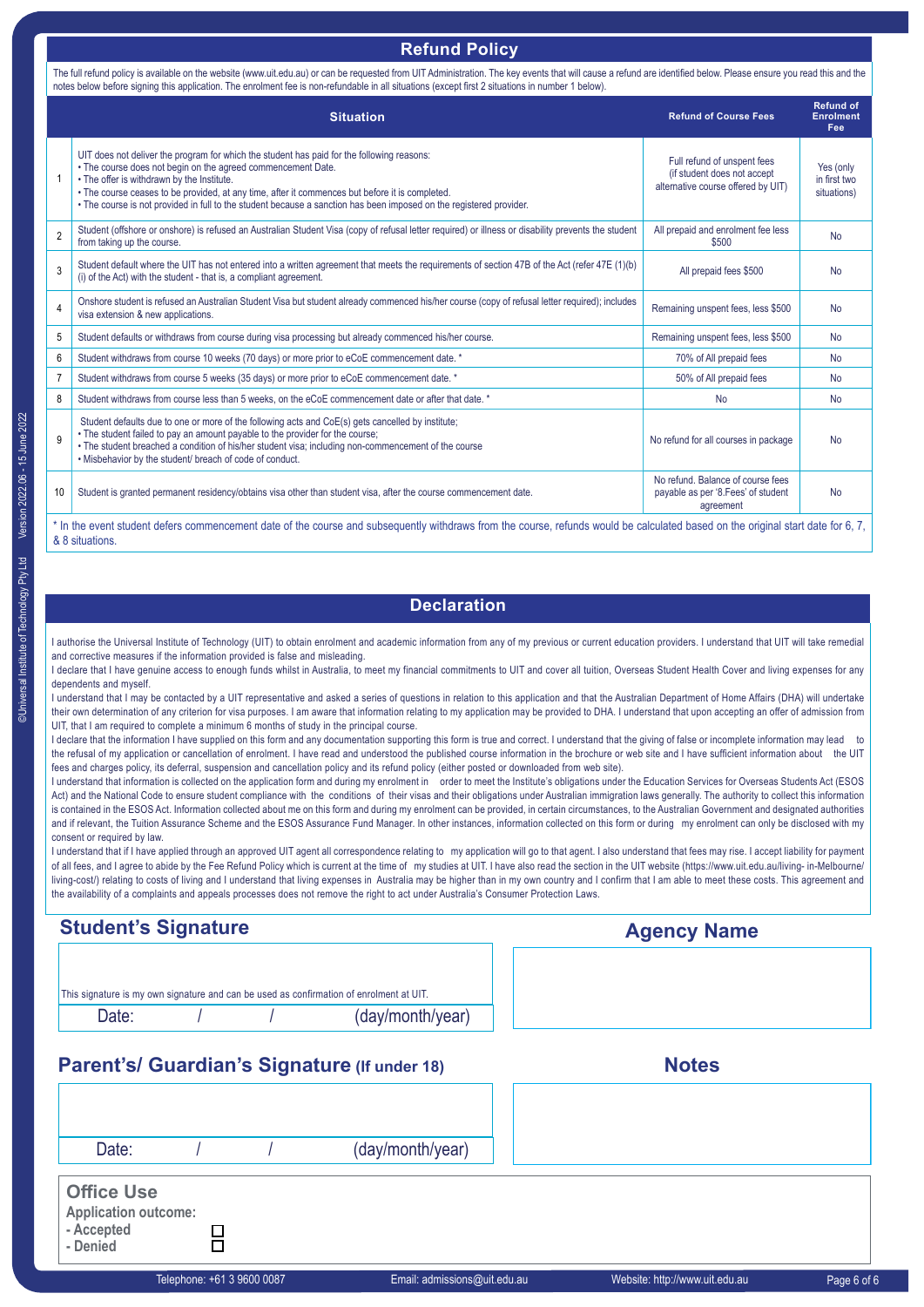## Refund Policy

The full refund policy is available on the website (www.uit.edu.au) or can be requested from UIT Administration. The key events that will cause a refund are identified below. Please ensure you read this and the notes below before signing this application. The enrolment fee is non-refundable in all situations (except first 2 situations in number 1 below).

| | Situation | Refund of Course Fees | Refund of Enrolment Fee |
|---|---|---|---|
| 1 | UIT does not deliver the program for which the student has paid for the following reasons:<br>• The course does not begin on the agreed commencement Date.<br>• The offer is withdrawn by the Institute.<br>• The course ceases to be provided, at any time, after it commences but before it is completed.<br>• The course is not provided in full to the student because a sanction has been imposed on the registered provider. | Full refund of unspent fees (if student does not accept alternative course offered by UIT) | Yes (only in first two situations) |
| 2 | Student (offshore or onshore) is refused an Australian Student Visa (copy of refusal letter required) or illness or disability prevents the student from taking up the course. | All prepaid and enrolment fee less $500 | No |
| 3 | Student default where the UIT has not entered into a written agreement that meets the requirements of section 47B of the Act (refer 47E (1)(b)(i) of the Act) with the student - that is, a compliant agreement. | All prepaid fees $500 | No |
| 4 | Onshore student is refused an Australian Student Visa but student already commenced his/her course (copy of refusal letter required); includes visa extension & new applications. | Remaining unspent fees, less $500 | No |
| 5 | Student defaults or withdraws from course during visa processing but already commenced his/her course. | Remaining unspent fees, less $500 | No |
| 6 | Student withdraws from course 10 weeks (70 days) or more prior to eCoE commencement date. * | 70% of All prepaid fees | No |
| 7 | Student withdraws from course 5 weeks (35 days) or more prior to eCoE commencement date. * | 50% of All prepaid fees | No |
| 8 | Student withdraws from course less than 5 weeks, on the eCoE commencement date or after that date. * | No | No |
| 9 | Student defaults due to one or more of the following acts and CoE(s) gets cancelled by institute;<br>• The student failed to pay an amount payable to the provider for the course;<br>• The student breached a condition of his/her student visa; including non-commencement of the course<br>• Misbehavior by the student/ breach of code of conduct. | No refund for all courses in package | No |
| 10 | Student is granted permanent residency/obtains visa other than student visa, after the course commencement date. | No refund. Balance of course fees payable as per '8.Fees' of student agreement | No |

* In the event student defers commencement date of the course and subsequently withdraws from the course, refunds would be calculated based on the original start date for 6, 7, & 8 situations.

## Declaration

I authorise the Universal Institute of Technology (UIT) to obtain enrolment and academic information from any of my previous or current education providers. I understand that UIT will take remedial and corrective measures if the information provided is false and misleading.

I declare that I have genuine access to enough funds whilst in Australia, to meet my financial commitments to UIT and cover all tuition, Overseas Student Health Cover and living expenses for any dependents and myself.

I understand that I may be contacted by a UIT representative and asked a series of questions in relation to this application and that the Australian Department of Home Affairs (DHA) will undertake their own determination of any criterion for visa purposes. I am aware that information relating to my application may be provided to DHA. I understand that upon accepting an offer of admission from UIT, that I am required to complete a minimum 6 months of study in the principal course.

I declare that the information I have supplied on this form and any documentation supporting this form is true and correct. I understand that the giving of false or incomplete information may lead to the refusal of my application or cancellation of enrolment. I have read and understood the published course information in the brochure or web site and I have sufficient information about the UIT fees and charges policy, its deferral, suspension and cancellation policy and its refund policy (either posted or downloaded from web site).

I understand that information is collected on the application form and during my enrolment in order to meet the Institute's obligations under the Education Services for Overseas Students Act (ESOS Act) and the National Code to ensure student compliance with the conditions of their visas and their obligations under Australian immigration laws generally. The authority to collect this information is contained in the ESOS Act. Information collected about me on this form and during my enrolment can be provided, in certain circumstances, to the Australian Government and designated authorities and if relevant, the Tuition Assurance Scheme and the ESOS Assurance Fund Manager. In other instances, information collected on this form or during my enrolment can only be disclosed with my consent or required by law.

I understand that if I have applied through an approved UIT agent all correspondence relating to my application will go to that agent. I also understand that fees may rise. I accept liability for payment of all fees, and I agree to abide by the Fee Refund Policy which is current at the time of my studies at UIT. I have also read the section in the UIT website (https://www.uit.edu.au/living- in-Melbourne/living-cost/) relating to costs of living and I understand that living expenses in Australia may be higher than in my own country and I confirm that I am able to meet these costs. This agreement and the availability of a complaints and appeals processes does not remove the right to act under Australia's Consumer Protection Laws.

### Student's Signature

This signature is my own signature and can be used as confirmation of enrolment at UIT.

Date: / / (day/month/year)

### Agency Name

### Parent's/ Guardian's Signature (If under 18)

Date: / / (day/month/year)

### Notes

### Office Use

**Application outcome:**

- Accepted ☐
- Denied ☐

Telephone: +61 3 9600 0087 Email: admissions@uit.edu.au Website: http://www.uit.edu.au